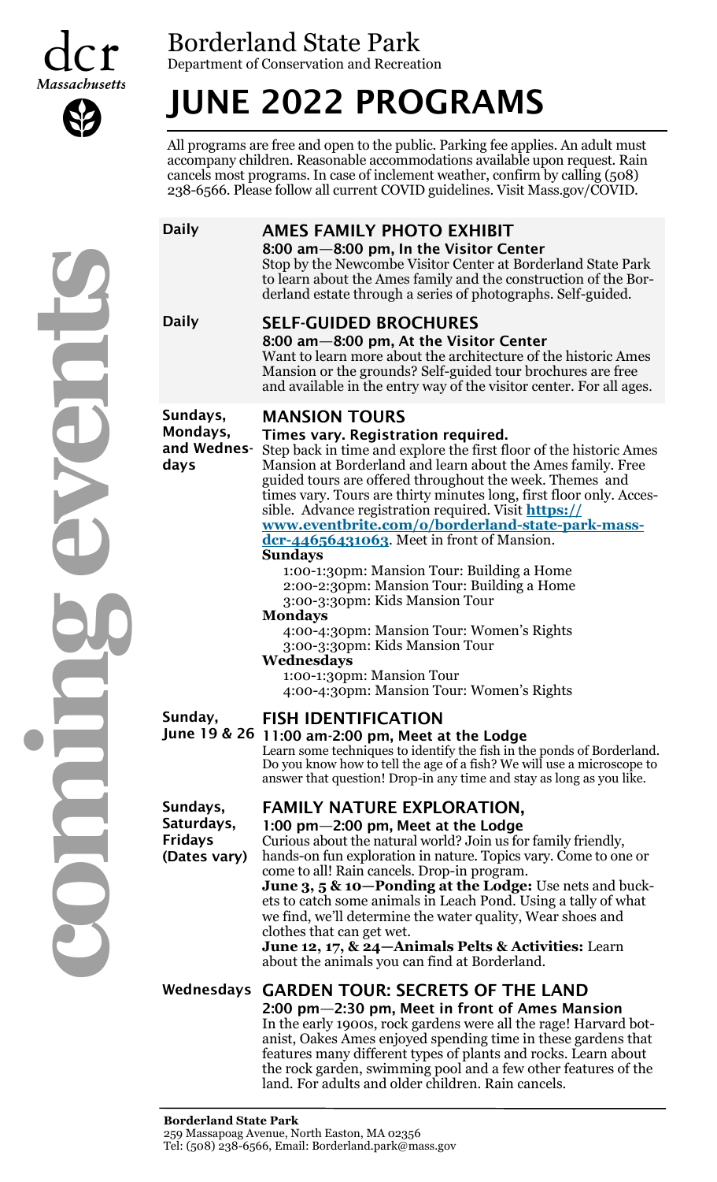dcr Massachusetts

# Borderland State Park

Department of Conservation and Recreation

# JUNE 2022 PROGRAMS

coming events

All programs are free and open to the public. Parking fee applies. An adult must accompany children. Reasonable accommodations available upon request. Rain cancels most programs. In case of inclement weather, confirm by calling (508) 238-6566. Please follow all current COVID guidelines. Visit Mass.gov/COVID.

**Daily**

## AMES FAMILY PHOTO EXHIBIT

**8:00 am—8:00 pm, In the Visitor Center**

Stop by the Newcombe Visitor Center at Borderland State Park to learn about the Ames family and the construction of the Borderland estate through a series of photographs. Self-guided.

**Daily**

## SELF-GUIDED BROCHURES

**8:00 am—8:00 pm, At the Visitor Center**

Want to learn more about the architecture of the historic Ames Mansion or the grounds? Self-guided tour brochures are free and available in the entry way of the visitor center. For all ages.

**Sundays, Mondays, and Wednesdays**

## MANSION TOURS

**Times vary. Registration required.**

Step back in time and explore the first floor of the historic Ames Mansion at Borderland and learn about the Ames family. Free guided tours are offered throughout the week. Themes and times vary. Tours are thirty minutes long, first floor only. Accessible. Advance registration required. Visit **https://www.eventbrite.com/o/borderland-state-park-mass-dcr-44656431063**. Meet in front of Mansion.

**Sundays**

- 1:00-1:30pm: Mansion Tour: Building a Home
- 2:00-2:30pm: Mansion Tour: Building a Home
- 3:00-3:30pm: Kids Mansion Tour

**Mondays**

- 4:00-4:30pm: Mansion Tour: Women's Rights
- 3:00-3:30pm: Kids Mansion Tour

**Wednesdays**

- 1:00-1:30pm: Mansion Tour
- 4:00-4:30pm: Mansion Tour: Women's Rights

**Sunday, June 19 & 26**

## FISH IDENTIFICATION

**11:00 am-2:00 pm, Meet at the Lodge**

Learn some techniques to identify the fish in the ponds of Borderland. Do you know how to tell the age of a fish? We will use a microscope to answer that question! Drop-in any time and stay as long as you like.

**Sundays, Saturdays, Fridays (Dates vary)**

## FAMILY NATURE EXPLORATION,

**1:00 pm—2:00 pm, Meet at the Lodge**

Curious about the natural world? Join us for family friendly, hands-on fun exploration in nature. Topics vary. Come to one or come to all! Rain cancels. Drop-in program.

**June 3, 5 & 10—Ponding at the Lodge:** Use nets and buckets to catch some animals in Leach Pond. Using a tally of what we find, we'll determine the water quality, Wear shoes and clothes that can get wet.

**June 12, 17, & 24—Animals Pelts & Activities:** Learn about the animals you can find at Borderland.

**Wednesdays**

## GARDEN TOUR: SECRETS OF THE LAND

**2:00 pm—2:30 pm, Meet in front of Ames Mansion**

In the early 1900s, rock gardens were all the rage! Harvard botanist, Oakes Ames enjoyed spending time in these gardens that features many different types of plants and rocks. Learn about the rock garden, swimming pool and a few other features of the land. For adults and older children. Rain cancels.

**Borderland State Park**
259 Massapoag Avenue, North Easton, MA 02356
Tel: (508) 238-6566, Email: Borderland.park@mass.gov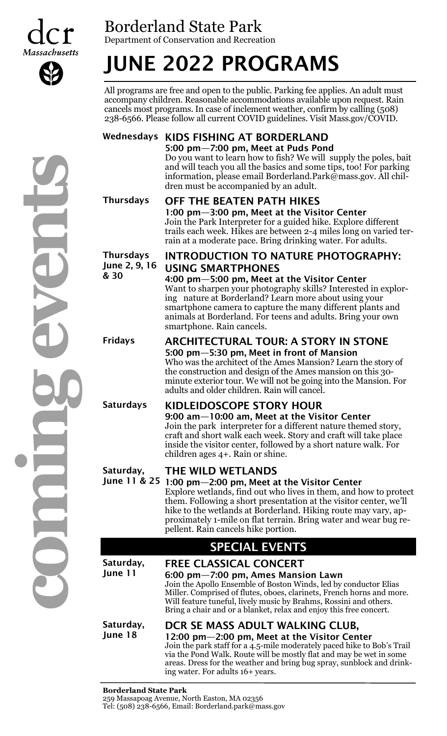dcr Massachusetts

# Borderland State Park

Department of Conservation and Recreation

# JUNE 2022 PROGRAMS

coming events

All programs are free and open to the public. Parking fee applies. An adult must accompany children. Reasonable accommodations available upon request. Rain cancels most programs. In case of inclement weather, confirm by calling (508) 238-6566. Please follow all current COVID guidelines. Visit Mass.gov/COVID.

**Wednesdays**
### KIDS FISHING AT BORDERLAND
**5:00 pm—7:00 pm, Meet at Puds Pond**
Do you want to learn how to fish? We will supply the poles, bait and will teach you all the basics and some tips, too! For parking information, please email Borderland.Park@mass.gov. All children must be accompanied by an adult.

**Thursdays**
### OFF THE BEATEN PATH HIKES
**1:00 pm—3:00 pm, Meet at the Visitor Center**
Join the Park Interpreter for a guided hike. Explore different trails each week. Hikes are between 2-4 miles long on varied terrain at a moderate pace. Bring drinking water. For adults.

**Thursdays June 2, 9, 16 & 30**
### INTRODUCTION TO NATURE PHOTOGRAPHY: USING SMARTPHONES
**4:00 pm—5:00 pm, Meet at the Visitor Center**
Want to sharpen your photography skills? Interested in exploring nature at Borderland? Learn more about using your smartphone camera to capture the many different plants and animals at Borderland. For teens and adults. Bring your own smartphone. Rain cancels.

**Fridays**
### ARCHITECTURAL TOUR: A STORY IN STONE
**5:00 pm—5:30 pm, Meet in front of Mansion**
Who was the architect of the Ames Mansion? Learn the story of the construction and design of the Ames mansion on this 30-minute exterior tour. We will not be going into the Mansion. For adults and older children. Rain will cancel.

**Saturdays**
### KIDLEIDOSCOPE STORY HOUR
**9:00 am—10:00 am, Meet at the Visitor Center**
Join the park interpreter for a different nature themed story, craft and short walk each week. Story and craft will take place inside the visitor center, followed by a short nature walk. For children ages 4+. Rain or shine.

**Saturday, June 11 & 25**
### THE WILD WETLANDS
**1:00 pm—2:00 pm, Meet at the Visitor Center**
Explore wetlands, find out who lives in them, and how to protect them. Following a short presentation at the visitor center, we'll hike to the wetlands at Borderland. Hiking route may vary, approximately 1-mile on flat terrain. Bring water and wear bug repellent. Rain cancels hike portion.

## SPECIAL EVENTS

**Saturday, June 11**
### FREE CLASSICAL CONCERT
**6:00 pm—7:00 pm, Ames Mansion Lawn**
Join the Apollo Ensemble of Boston Winds, led by conductor Elias Miller. Comprised of flutes, oboes, clarinets, French horns and more. Will feature tuneful, lively music by Brahms, Rossini and others. Bring a chair and or a blanket, relax and enjoy this free concert.

**Saturday, June 18**
### DCR SE MASS ADULT WALKING CLUB,
**12:00 pm—2:00 pm, Meet at the Visitor Center**
Join the park staff for a 4.5-mile moderately paced hike to Bob's Trail via the Pond Walk. Route will be mostly flat and may be wet in some areas. Dress for the weather and bring bug spray, sunblock and drinking water. For adults 16+ years.

**Borderland State Park**
259 Massapoag Avenue, North Easton, MA 02356
Tel: (508) 238-6566, Email: Borderland.park@mass.gov